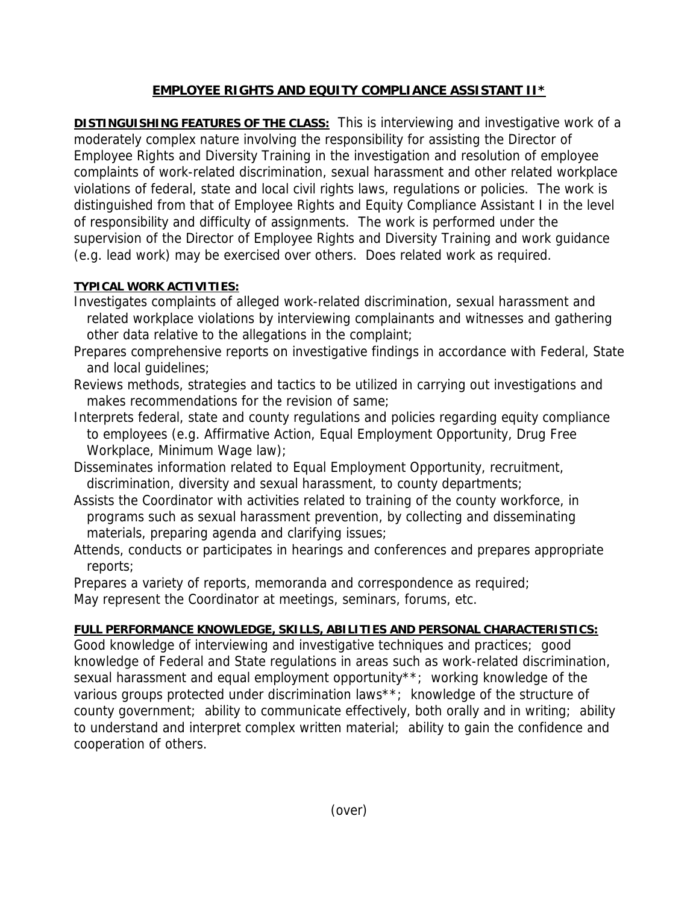# EMPLOYEE RIGHTS AND EQUITY COMPLIANCE ASSISTANT II*

**DISTINGUISHING FEATURES OF THE CLASS:** This is interviewing and investigative work of a moderately complex nature involving the responsibility for assisting the Director of Employee Rights and Diversity Training in the investigation and resolution of employee complaints of work-related discrimination, sexual harassment and other related workplace violations of federal, state and local civil rights laws, regulations or policies. The work is distinguished from that of Employee Rights and Equity Compliance Assistant I in the level of responsibility and difficulty of assignments. The work is performed under the supervision of the Director of Employee Rights and Diversity Training and work guidance (e.g. lead work) may be exercised over others. Does related work as required.

**TYPICAL WORK ACTIVITIES:**

Investigates complaints of alleged work-related discrimination, sexual harassment and related workplace violations by interviewing complainants and witnesses and gathering other data relative to the allegations in the complaint;

Prepares comprehensive reports on investigative findings in accordance with Federal, State and local guidelines;

Reviews methods, strategies and tactics to be utilized in carrying out investigations and makes recommendations for the revision of same;

Interprets federal, state and county regulations and policies regarding equity compliance to employees (e.g. Affirmative Action, Equal Employment Opportunity, Drug Free Workplace, Minimum Wage law);

Disseminates information related to Equal Employment Opportunity, recruitment, discrimination, diversity and sexual harassment, to county departments;

Assists the Coordinator with activities related to training of the county workforce, in programs such as sexual harassment prevention, by collecting and disseminating materials, preparing agenda and clarifying issues;

Attends, conducts or participates in hearings and conferences and prepares appropriate reports;

Prepares a variety of reports, memoranda and correspondence as required;

May represent the Coordinator at meetings, seminars, forums, etc.

**FULL PERFORMANCE KNOWLEDGE, SKILLS, ABILITIES AND PERSONAL CHARACTERISTICS:**

Good knowledge of interviewing and investigative techniques and practices; good knowledge of Federal and State regulations in areas such as work-related discrimination, sexual harassment and equal employment opportunity**; working knowledge of the various groups protected under discrimination laws**; knowledge of the structure of county government; ability to communicate effectively, both orally and in writing; ability to understand and interpret complex written material; ability to gain the confidence and cooperation of others.

(over)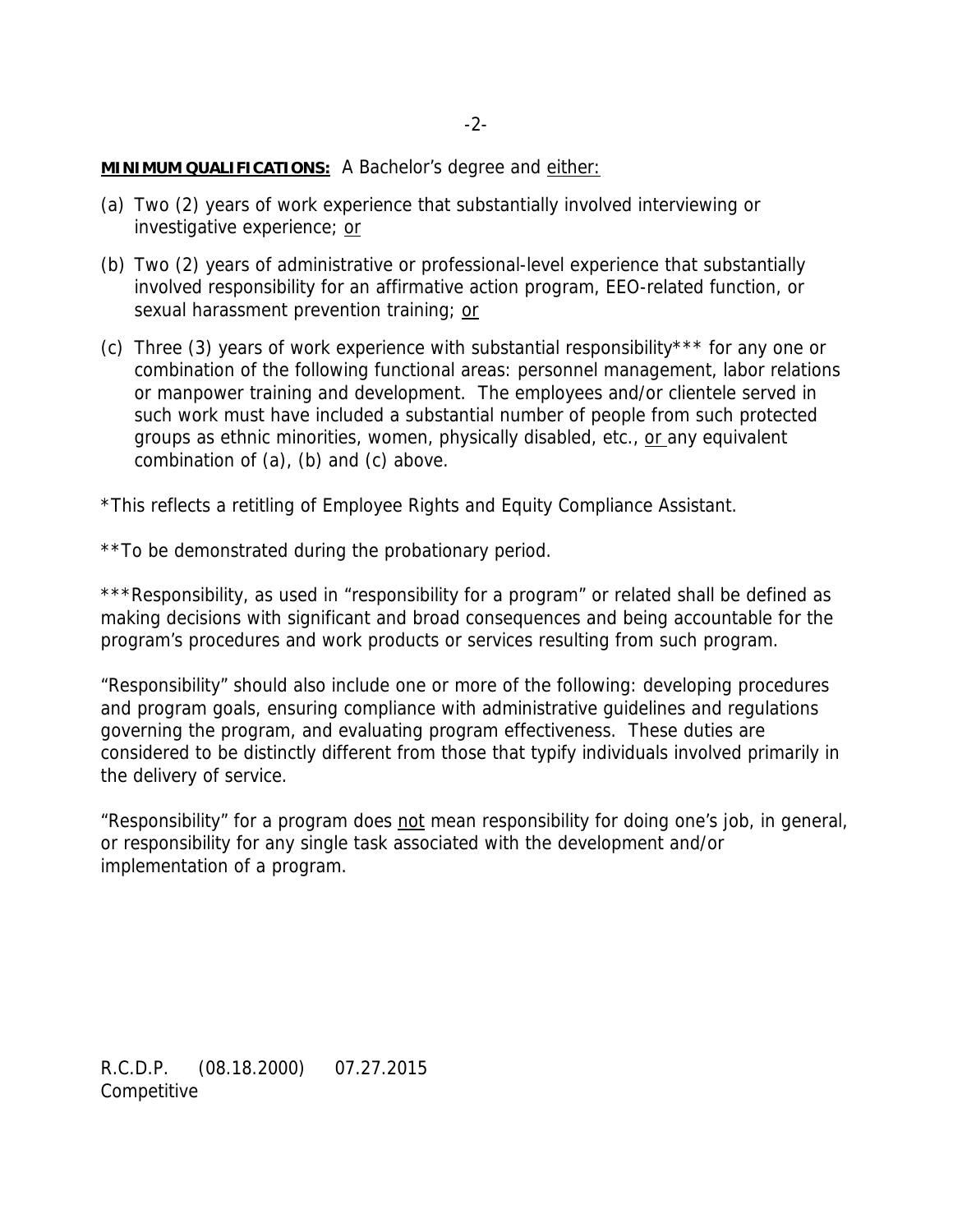**MINIMUM QUALIFICATIONS:** A Bachelor's degree and either:

(a) Two (2) years of work experience that substantially involved interviewing or investigative experience; or

(b) Two (2) years of administrative or professional-level experience that substantially involved responsibility for an affirmative action program, EEO-related function, or sexual harassment prevention training; or

(c) Three (3) years of work experience with substantial responsibility*** for any one or combination of the following functional areas: personnel management, labor relations or manpower training and development. The employees and/or clientele served in such work must have included a substantial number of people from such protected groups as ethnic minorities, women, physically disabled, etc., or any equivalent combination of (a), (b) and (c) above.

*This reflects a retitling of Employee Rights and Equity Compliance Assistant.

**To be demonstrated during the probationary period.

***Responsibility, as used in "responsibility for a program" or related shall be defined as making decisions with significant and broad consequences and being accountable for the program's procedures and work products or services resulting from such program.

"Responsibility" should also include one or more of the following: developing procedures and program goals, ensuring compliance with administrative guidelines and regulations governing the program, and evaluating program effectiveness. These duties are considered to be distinctly different from those that typify individuals involved primarily in the delivery of service.

"Responsibility" for a program does not mean responsibility for doing one's job, in general, or responsibility for any single task associated with the development and/or implementation of a program.

R.C.D.P. (08.18.2000) 07.27.2015
Competitive